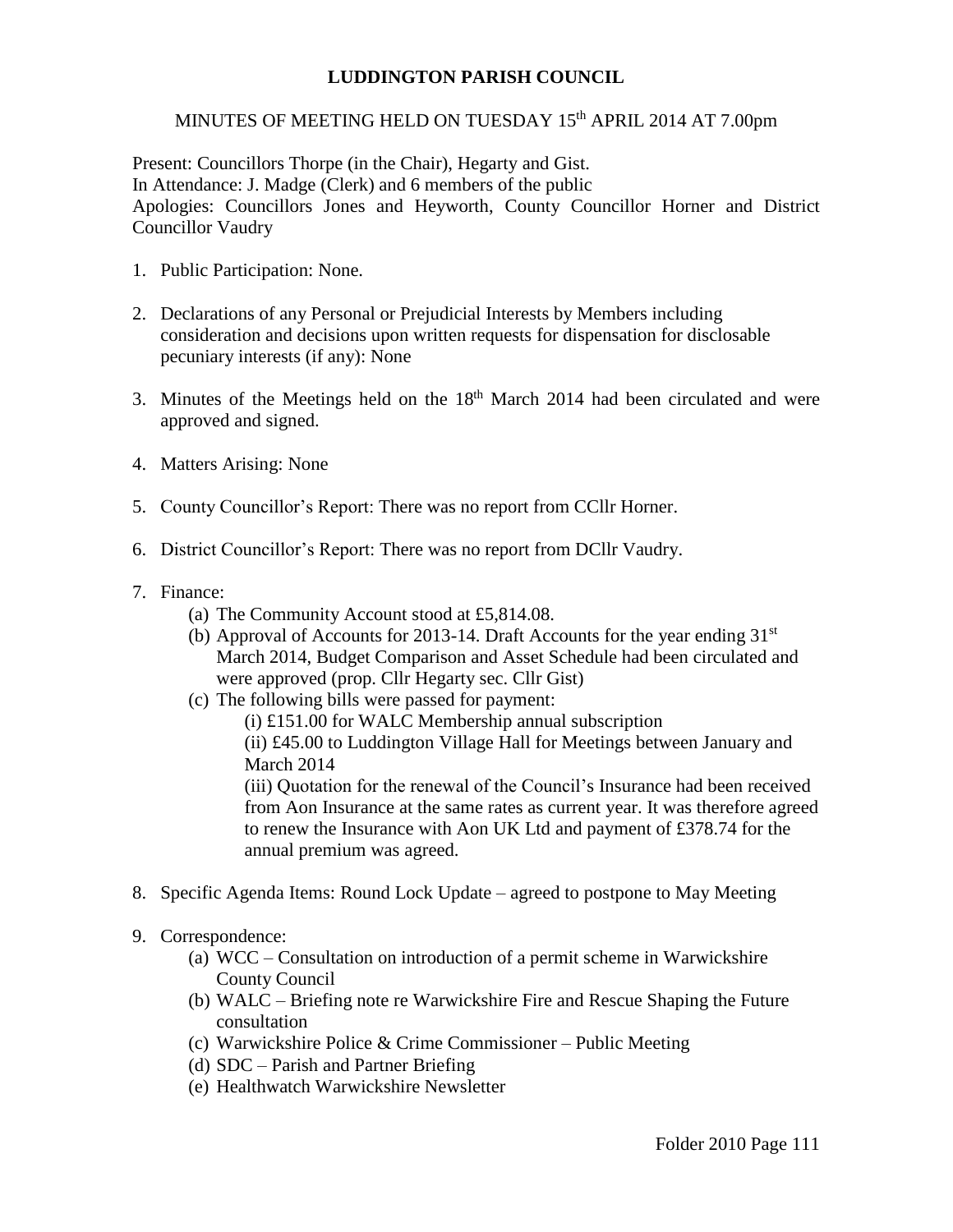# LUDDINGTON PARISH COUNCIL

MINUTES OF MEETING HELD ON TUESDAY 15th APRIL 2014 AT 7.00pm

Present: Councillors Thorpe (in the Chair), Hegarty and Gist.
In Attendance: J. Madge (Clerk) and 6 members of the public
Apologies: Councillors Jones and Heyworth, County Councillor Horner and District Councillor Vaudry

1. Public Participation: None.

2. Declarations of any Personal or Prejudicial Interests by Members including consideration and decisions upon written requests for dispensation for disclosable pecuniary interests (if any): None

3. Minutes of the Meetings held on the 18th March 2014 had been circulated and were approved and signed.

4. Matters Arising: None

5. County Councillor's Report: There was no report from CCllr Horner.

6. District Councillor's Report: There was no report from DCllr Vaudry.

7. Finance:
   (a) The Community Account stood at £5,814.08.
   (b) Approval of Accounts for 2013-14. Draft Accounts for the year ending 31st March 2014, Budget Comparison and Asset Schedule had been circulated and were approved (prop. Cllr Hegarty sec. Cllr Gist)
   (c) The following bills were passed for payment:
      (i) £151.00 for WALC Membership annual subscription
      (ii) £45.00 to Luddington Village Hall for Meetings between January and March 2014
      (iii) Quotation for the renewal of the Council's Insurance had been received from Aon Insurance at the same rates as current year. It was therefore agreed to renew the Insurance with Aon UK Ltd and payment of £378.74 for the annual premium was agreed.

8. Specific Agenda Items: Round Lock Update – agreed to postpone to May Meeting

9. Correspondence:
   (a) WCC – Consultation on introduction of a permit scheme in Warwickshire County Council
   (b) WALC – Briefing note re Warwickshire Fire and Rescue Shaping the Future consultation
   (c) Warwickshire Police & Crime Commissioner – Public Meeting
   (d) SDC – Parish and Partner Briefing
   (e) Healthwatch Warwickshire Newsletter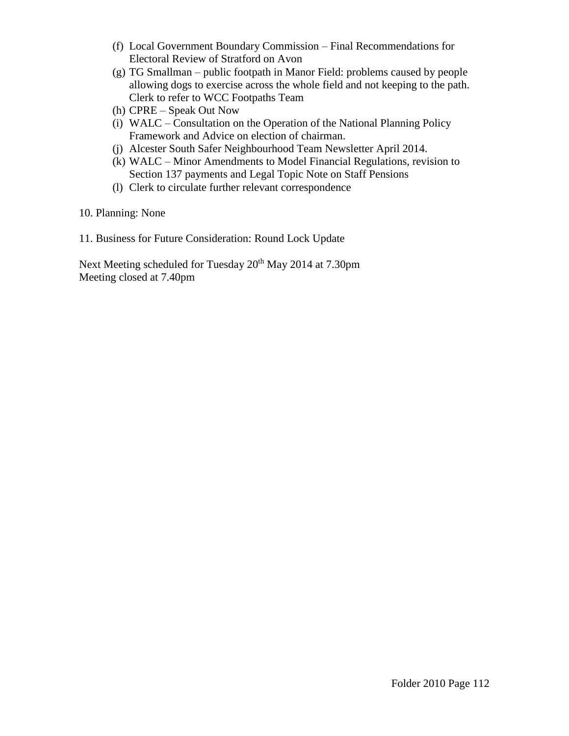(f) Local Government Boundary Commission – Final Recommendations for Electoral Review of Stratford on Avon
(g) TG Smallman – public footpath in Manor Field: problems caused by people allowing dogs to exercise across the whole field and not keeping to the path. Clerk to refer to WCC Footpaths Team
(h) CPRE – Speak Out Now
(i) WALC – Consultation on the Operation of the National Planning Policy Framework and Advice on election of chairman.
(j) Alcester South Safer Neighbourhood Team Newsletter April 2014.
(k) WALC – Minor Amendments to Model Financial Regulations, revision to Section 137 payments and Legal Topic Note on Staff Pensions
(l) Clerk to circulate further relevant correspondence

10. Planning: None

11. Business for Future Consideration: Round Lock Update

Next Meeting scheduled for Tuesday 20th May 2014 at 7.30pm
Meeting closed at 7.40pm